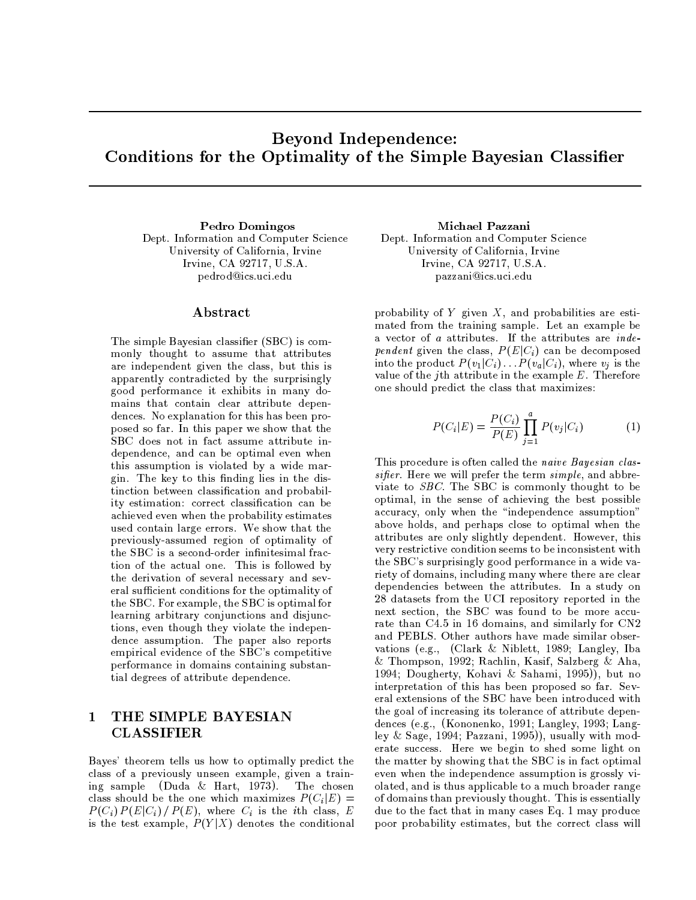# Beyond Independence: Conditions for the Optimality of the Simple Bayesian Classifier

**Pedro Domingos**
Dept. Information and Computer Science
University of California, Irvine
Irvine, CA 92717, U.S.A.
pedrod@ics.uci.edu

**Michael Pazzani**
Dept. Information and Computer Science
University of California, Irvine
Irvine, CA 92717, U.S.A.
pazzani@ics.uci.edu

## Abstract

The simple Bayesian classifier (SBC) is commonly thought to assume that attributes are independent given the class, but this is apparently contradicted by the surprisingly good performance it exhibits in many domains that contain clear attribute dependences. No explanation for this has been proposed so far. In this paper we show that the SBC does not in fact assume attribute independence, and can be optimal even when this assumption is violated by a wide margin. The key to this finding lies in the distinction between classification and probability estimation: correct classification can be achieved even when the probability estimates used contain large errors. We show that the previously-assumed region of optimality of the SBC is a second-order infinitesimal fraction of the actual one. This is followed by the derivation of several necessary and several sufficient conditions for the optimality of the SBC. For example, the SBC is optimal for learning arbitrary conjunctions and disjunctions, even though they violate the independence assumption. The paper also reports empirical evidence of the SBC's competitive performance in domains containing substantial degrees of attribute dependence.

## 1 THE SIMPLE BAYESIAN CLASSIFIER

Bayes' theorem tells us how to optimally predict the class of a previously unseen example, given a training sample (Duda & Hart, 1973). The chosen class should be the one which maximizes $P(C_i|E) = P(C_i)\,P(E|C_i)\,/\,P(E)$, where $C_i$ is the $i$th class, $E$ is the test example, $P(Y|X)$ denotes the conditional probability of $Y$ given $X$, and probabilities are estimated from the training sample. Let an example be a vector of $a$ attributes. If the attributes are *independent* given the class, $P(E|C_i)$ can be decomposed into the product $P(v_1|C_i)\ldots P(v_a|C_i)$, where $v_j$ is the value of the $j$th attribute in the example $E$. Therefore one should predict the class that maximizes:

$$P(C_i|E) = \frac{P(C_i)}{P(E)} \prod_{j=1}^{a} P(v_j|C_i) \qquad (1)$$

This procedure is often called the *naive Bayesian classifier*. Here we will prefer the term *simple*, and abbreviate to *SBC*. The SBC is commonly thought to be optimal, in the sense of achieving the best possible accuracy, only when the "independence assumption" above holds, and perhaps close to optimal when the attributes are only slightly dependent. However, this very restrictive condition seems to be inconsistent with the SBC's surprisingly good performance in a wide variety of domains, including many where there are clear dependencies between the attributes. In a study on 28 datasets from the UCI repository reported in the next section, the SBC was found to be more accurate than C4.5 in 16 domains, and similarly for CN2 and PEBLS. Other authors have made similar observations (e.g., (Clark & Niblett, 1989; Langley, Iba & Thompson, 1992; Rachlin, Kasif, Salzberg & Aha, 1994; Dougherty, Kohavi & Sahami, 1995)), but no interpretation of this has been proposed so far. Several extensions of the SBC have been introduced with the goal of increasing its tolerance of attribute dependences (e.g., (Kononenko, 1991; Langley, 1993; Langley & Sage, 1994; Pazzani, 1995)), usually with moderate success. Here we begin to shed some light on the matter by showing that the SBC is in fact optimal even when the independence assumption is grossly violated, and is thus applicable to a much broader range of domains than previously thought. This is essentially due to the fact that in many cases Eq. 1 may produce poor probability estimates, but the correct class will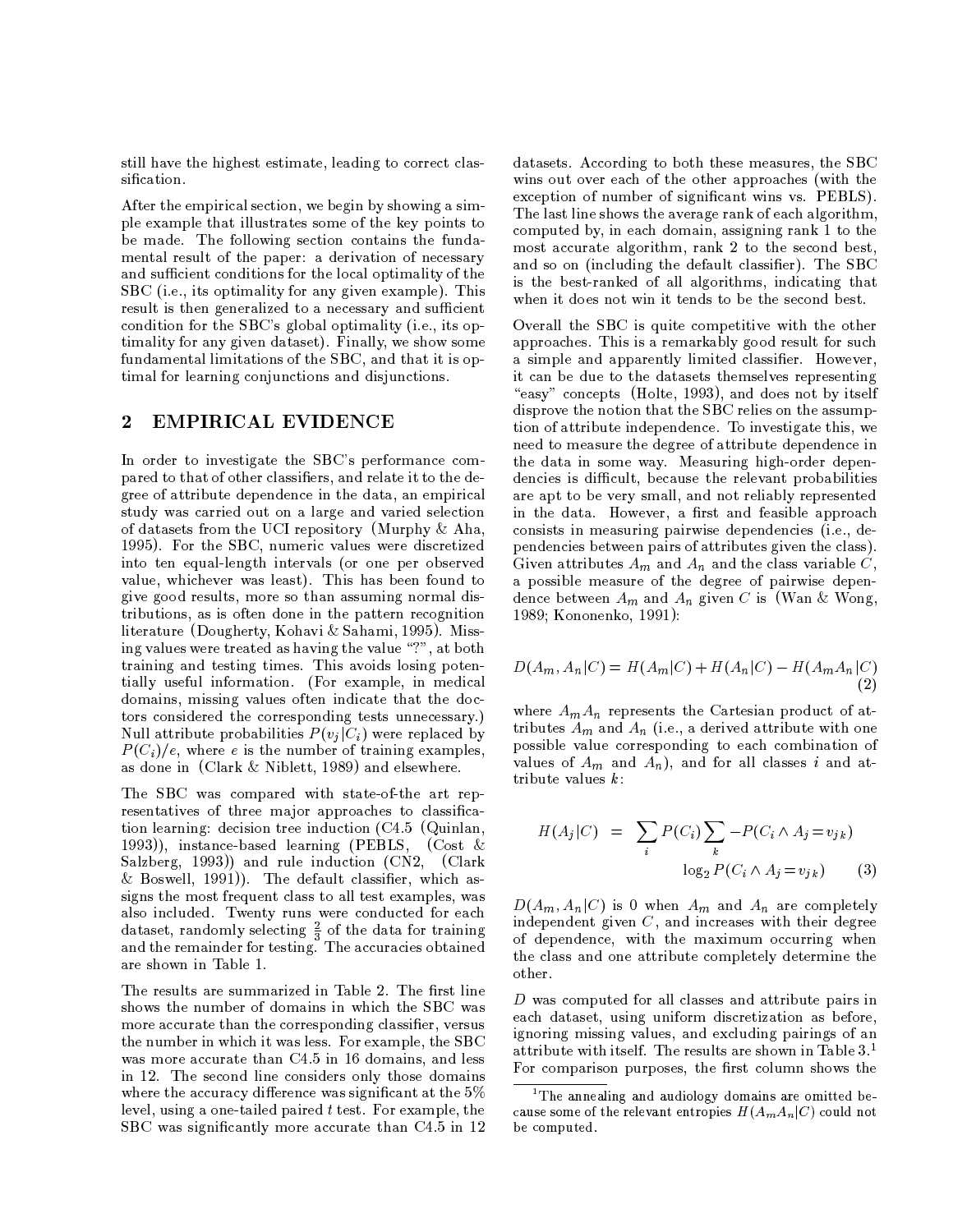still have the highest estimate, leading to correct classification.

After the empirical section, we begin by showing a simple example that illustrates some of the key points to be made. The following section contains the fundamental result of the paper: a derivation of necessary and sufficient conditions for the local optimality of the SBC (i.e., its optimality for any given example). This result is then generalized to a necessary and sufficient condition for the SBC's global optimality (i.e., its optimality for any given dataset). Finally, we show some fundamental limitations of the SBC, and that it is optimal for learning conjunctions and disjunctions.

## 2 EMPIRICAL EVIDENCE

In order to investigate the SBC's performance compared to that of other classifiers, and relate it to the degree of attribute dependence in the data, an empirical study was carried out on a large and varied selection of datasets from the UCI repository (Murphy & Aha, 1995). For the SBC, numeric values were discretized into ten equal-length intervals (or one per observed value, whichever was least). This has been found to give good results, more so than assuming normal distributions, as is often done in the pattern recognition literature (Dougherty, Kohavi & Sahami, 1995). Missing values were treated as having the value "?", at both training and testing times. This avoids losing potentially useful information. (For example, in medical domains, missing values often indicate that the doctors considered the corresponding tests unnecessary.) Null attribute probabilities $P(v_j|C_i)$ were replaced by $P(C_i)/e$, where $e$ is the number of training examples, as done in (Clark & Niblett, 1989) and elsewhere.

The SBC was compared with state-of-the art representatives of three major approaches to classification learning: decision tree induction (C4.5 (Quinlan, 1993)), instance-based learning (PEBLS, (Cost & Salzberg, 1993)) and rule induction (CN2, (Clark & Boswell, 1991)). The default classifier, which assigns the most frequent class to all test examples, was also included. Twenty runs were conducted for each dataset, randomly selecting $\frac{2}{3}$ of the data for training and the remainder for testing. The accuracies obtained are shown in Table 1.

The results are summarized in Table 2. The first line shows the number of domains in which the SBC was more accurate than the corresponding classifier, versus the number in which it was less. For example, the SBC was more accurate than C4.5 in 16 domains, and less in 12. The second line considers only those domains where the accuracy difference was significant at the 5% level, using a one-tailed paired $t$ test. For example, the SBC was significantly more accurate than C4.5 in 12 datasets. According to both these measures, the SBC wins out over each of the other approaches (with the exception of number of significant wins vs. PEBLS). The last line shows the average rank of each algorithm, computed by, in each domain, assigning rank 1 to the most accurate algorithm, rank 2 to the second best, and so on (including the default classifier). The SBC is the best-ranked of all algorithms, indicating that when it does not win it tends to be the second best.

Overall the SBC is quite competitive with the other approaches. This is a remarkably good result for such a simple and apparently limited classifier. However, it can be due to the datasets themselves representing "easy" concepts (Holte, 1993), and does not by itself disprove the notion that the SBC relies on the assumption of attribute independence. To investigate this, we need to measure the degree of attribute dependence in the data in some way. Measuring high-order dependencies is difficult, because the relevant probabilities are apt to be very small, and not reliably represented in the data. However, a first and feasible approach consists in measuring pairwise dependencies (i.e., dependencies between pairs of attributes given the class). Given attributes $A_m$ and $A_n$ and the class variable $C$, a possible measure of the degree of pairwise dependence between $A_m$ and $A_n$ given $C$ is (Wan & Wong, 1989; Kononenko, 1991):

$$D(A_m, A_n|C) = H(A_m|C) + H(A_n|C) - H(A_m A_n|C) \tag{2}$$

where $A_m A_n$ represents the Cartesian product of attributes $A_m$ and $A_n$ (i.e., a derived attribute with one possible value corresponding to each combination of values of $A_m$ and $A_n$), and for all classes $i$ and attribute values $k$:

$$H(A_j|C) = \sum_i P(C_i) \sum_k -P(C_i \wedge A_j = v_{jk}) \log_2 P(C_i \wedge A_j = v_{jk}) \tag{3}$$

$D(A_m, A_n|C)$ is 0 when $A_m$ and $A_n$ are completely independent given $C$, and increases with their degree of dependence, with the maximum occurring when the class and one attribute completely determine the other.

$D$ was computed for all classes and attribute pairs in each dataset, using uniform discretization as before, ignoring missing values, and excluding pairings of an attribute with itself. The results are shown in Table 3.[1] For comparison purposes, the first column shows the

[1] The annealing and audiology domains are omitted because some of the relevant entropies $H(A_m A_n|C)$ could not be computed.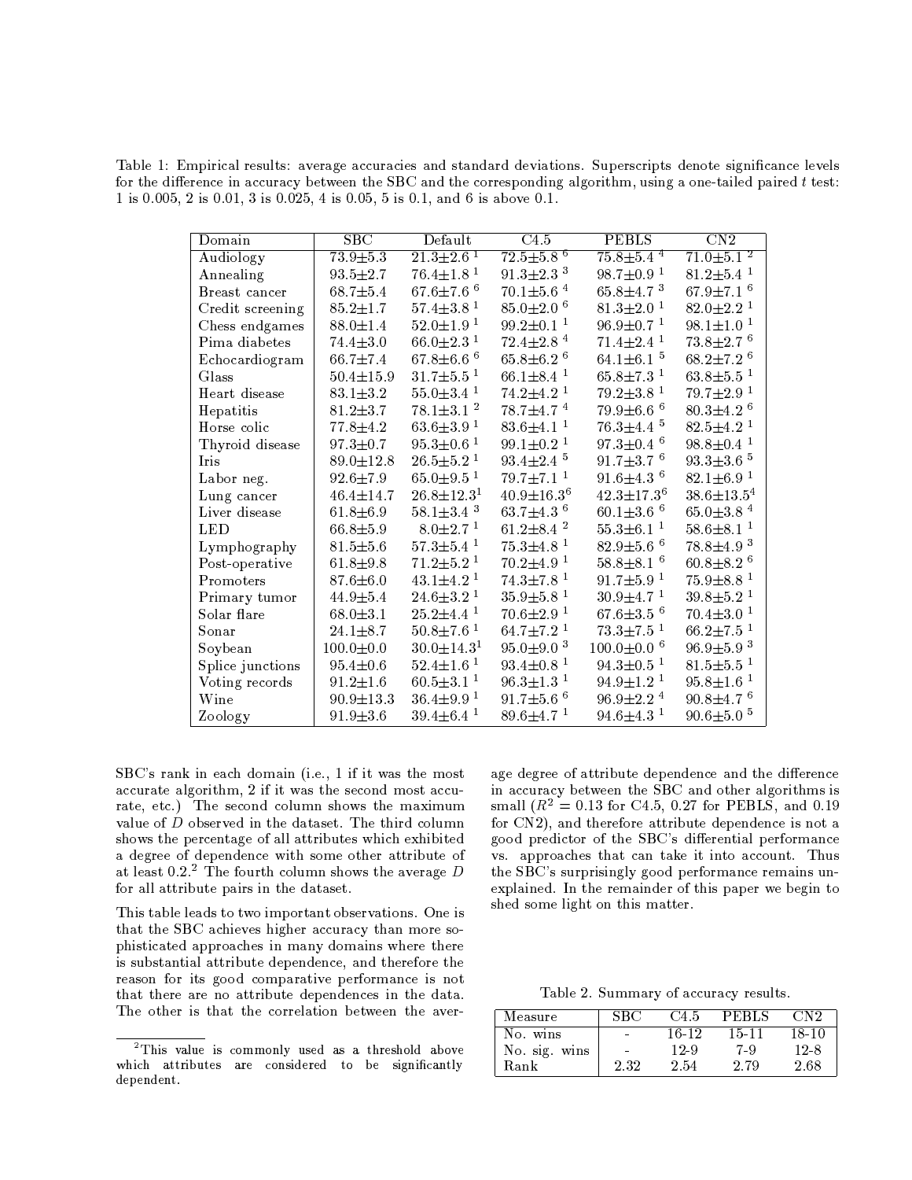Table 1: Empirical results: average accuracies and standard deviations. Superscripts denote significance levels for the difference in accuracy between the SBC and the corresponding algorithm, using a one-tailed paired $t$ test: 1 is 0.005, 2 is 0.01, 3 is 0.025, 4 is 0.05, 5 is 0.1, and 6 is above 0.1.

| Domain | SBC | Default | C4.5 | PEBLS | CN2 |
|---|---|---|---|---|---|
| Audiology | $73.9\pm5.3$ | $21.3\pm2.6^{1}$ | $72.5\pm5.8^{6}$ | $75.8\pm5.4^{4}$ | $71.0\pm5.1^{2}$ |
| Annealing | $93.5\pm2.7$ | $76.4\pm1.8^{1}$ | $91.3\pm2.3^{3}$ | $98.7\pm0.9^{1}$ | $81.2\pm5.4^{1}$ |
| Breast cancer | $68.7\pm5.4$ | $67.6\pm7.6^{6}$ | $70.1\pm5.6^{4}$ | $65.8\pm4.7^{3}$ | $67.9\pm7.1^{6}$ |
| Credit screening | $85.2\pm1.7$ | $57.4\pm3.8^{1}$ | $85.0\pm2.0^{6}$ | $81.3\pm2.0^{1}$ | $82.0\pm2.2^{1}$ |
| Chess endgames | $88.0\pm1.4$ | $52.0\pm1.9^{1}$ | $99.2\pm0.1^{1}$ | $96.9\pm0.7^{1}$ | $98.1\pm1.0^{1}$ |
| Pima diabetes | $74.4\pm3.0$ | $66.0\pm2.3^{1}$ | $72.4\pm2.8^{4}$ | $71.4\pm2.4^{1}$ | $73.8\pm2.7^{6}$ |
| Echocardiogram | $66.7\pm7.4$ | $67.8\pm6.6^{6}$ | $65.8\pm6.2^{6}$ | $64.1\pm6.1^{5}$ | $68.2\pm7.2^{6}$ |
| Glass | $50.4\pm15.9$ | $31.7\pm5.5^{1}$ | $66.1\pm8.4^{1}$ | $65.8\pm7.3^{1}$ | $63.8\pm5.5^{1}$ |
| Heart disease | $83.1\pm3.2$ | $55.0\pm3.4^{1}$ | $74.2\pm4.2^{1}$ | $79.2\pm3.8^{1}$ | $79.7\pm2.9^{1}$ |
| Hepatitis | $81.2\pm3.7$ | $78.1\pm3.1^{2}$ | $78.7\pm4.7^{4}$ | $79.9\pm6.6^{6}$ | $80.3\pm4.2^{6}$ |
| Horse colic | $77.8\pm4.2$ | $63.6\pm3.9^{1}$ | $83.6\pm4.1^{1}$ | $76.3\pm4.4^{5}$ | $82.5\pm4.2^{1}$ |
| Thyroid disease | $97.3\pm0.7$ | $95.3\pm0.6^{1}$ | $99.1\pm0.2^{1}$ | $97.3\pm0.4^{6}$ | $98.8\pm0.4^{1}$ |
| Iris | $89.0\pm12.8$ | $26.5\pm5.2^{1}$ | $93.4\pm2.4^{5}$ | $91.7\pm3.7^{6}$ | $93.3\pm3.6^{5}$ |
| Labor neg. | $92.6\pm7.9$ | $65.0\pm9.5^{1}$ | $79.7\pm7.1^{1}$ | $91.6\pm4.3^{6}$ | $82.1\pm6.9^{1}$ |
| Lung cancer | $46.4\pm14.7$ | $26.8\pm12.3^{1}$ | $40.9\pm16.3^{6}$ | $42.3\pm17.3^{6}$ | $38.6\pm13.5^{4}$ |
| Liver disease | $61.8\pm6.9$ | $58.1\pm3.4^{3}$ | $63.7\pm4.3^{6}$ | $60.1\pm3.6^{6}$ | $65.0\pm3.8^{4}$ |
| LED | $66.8\pm5.9$ | $8.0\pm2.7^{1}$ | $61.2\pm8.4^{2}$ | $55.3\pm6.1^{1}$ | $58.6\pm8.1^{1}$ |
| Lymphography | $81.5\pm5.6$ | $57.3\pm5.4^{1}$ | $75.3\pm4.8^{1}$ | $82.9\pm5.6^{6}$ | $78.8\pm4.9^{3}$ |
| Post-operative | $61.8\pm9.8$ | $71.2\pm5.2^{1}$ | $70.2\pm4.9^{1}$ | $58.8\pm8.1^{6}$ | $60.8\pm8.2^{6}$ |
| Promoters | $87.6\pm6.0$ | $43.1\pm4.2^{1}$ | $74.3\pm7.8^{1}$ | $91.7\pm5.9^{1}$ | $75.9\pm8.8^{1}$ |
| Primary tumor | $44.9\pm5.4$ | $24.6\pm3.2^{1}$ | $35.9\pm5.8^{1}$ | $30.9\pm4.7^{1}$ | $39.8\pm5.2^{1}$ |
| Solar flare | $68.0\pm3.1$ | $25.2\pm4.4^{1}$ | $70.6\pm2.9^{1}$ | $67.6\pm3.5^{6}$ | $70.4\pm3.0^{1}$ |
| Sonar | $24.1\pm8.7$ | $50.8\pm7.6^{1}$ | $64.7\pm7.2^{1}$ | $73.3\pm7.5^{1}$ | $66.2\pm7.5^{1}$ |
| Soybean | $100.0\pm0.0$ | $30.0\pm14.3^{1}$ | $95.0\pm9.0^{3}$ | $100.0\pm0.0^{6}$ | $96.9\pm5.9^{3}$ |
| Splice junctions | $95.4\pm0.6$ | $52.4\pm1.6^{1}$ | $93.4\pm0.8^{1}$ | $94.3\pm0.5^{1}$ | $81.5\pm5.5^{1}$ |
| Voting records | $91.2\pm1.6$ | $60.5\pm3.1^{1}$ | $96.3\pm1.3^{1}$ | $94.9\pm1.2^{1}$ | $95.8\pm1.6^{1}$ |
| Wine | $90.9\pm13.3$ | $36.4\pm9.9^{1}$ | $91.7\pm5.6^{6}$ | $96.9\pm2.2^{4}$ | $90.8\pm4.7^{6}$ |
| Zoology | $91.9\pm3.6$ | $39.4\pm6.4^{1}$ | $89.6\pm4.7^{1}$ | $94.6\pm4.3^{1}$ | $90.6\pm5.0^{5}$ |

SBC's rank in each domain (i.e., 1 if it was the most accurate algorithm, 2 if it was the second most accurate, etc.) The second column shows the maximum value of $D$ observed in the dataset. The third column shows the percentage of all attributes which exhibited a degree of dependence with some other attribute of at least 0.2.[2] The fourth column shows the average $D$ for all attribute pairs in the dataset.

This table leads to two important observations. One is that the SBC achieves higher accuracy than more sophisticated approaches in many domains where there is substantial attribute dependence, and therefore the reason for its good comparative performance is not that there are no attribute dependences in the data. The other is that the correlation between the average degree of attribute dependence and the difference in accuracy between the SBC and other algorithms is small ($R^2 = 0.13$ for C4.5, 0.27 for PEBLS, and 0.19 for CN2), and therefore attribute dependence is not a good predictor of the SBC's differential performance vs. approaches that can take it into account. Thus the SBC's surprisingly good performance remains unexplained. In the remainder of this paper we begin to shed some light on this matter.

[2] This value is commonly used as a threshold above which attributes are considered to be significantly dependent.

Table 2. Summary of accuracy results.

| Measure | SBC | C4.5 | PEBLS | CN2 |
|---|---|---|---|---|
| No. wins | - | 16-12 | 15-11 | 18-10 |
| No. sig. wins | - | 12-9 | 7-9 | 12-8 |
| Rank | 2.32 | 2.54 | 2.79 | 2.68 |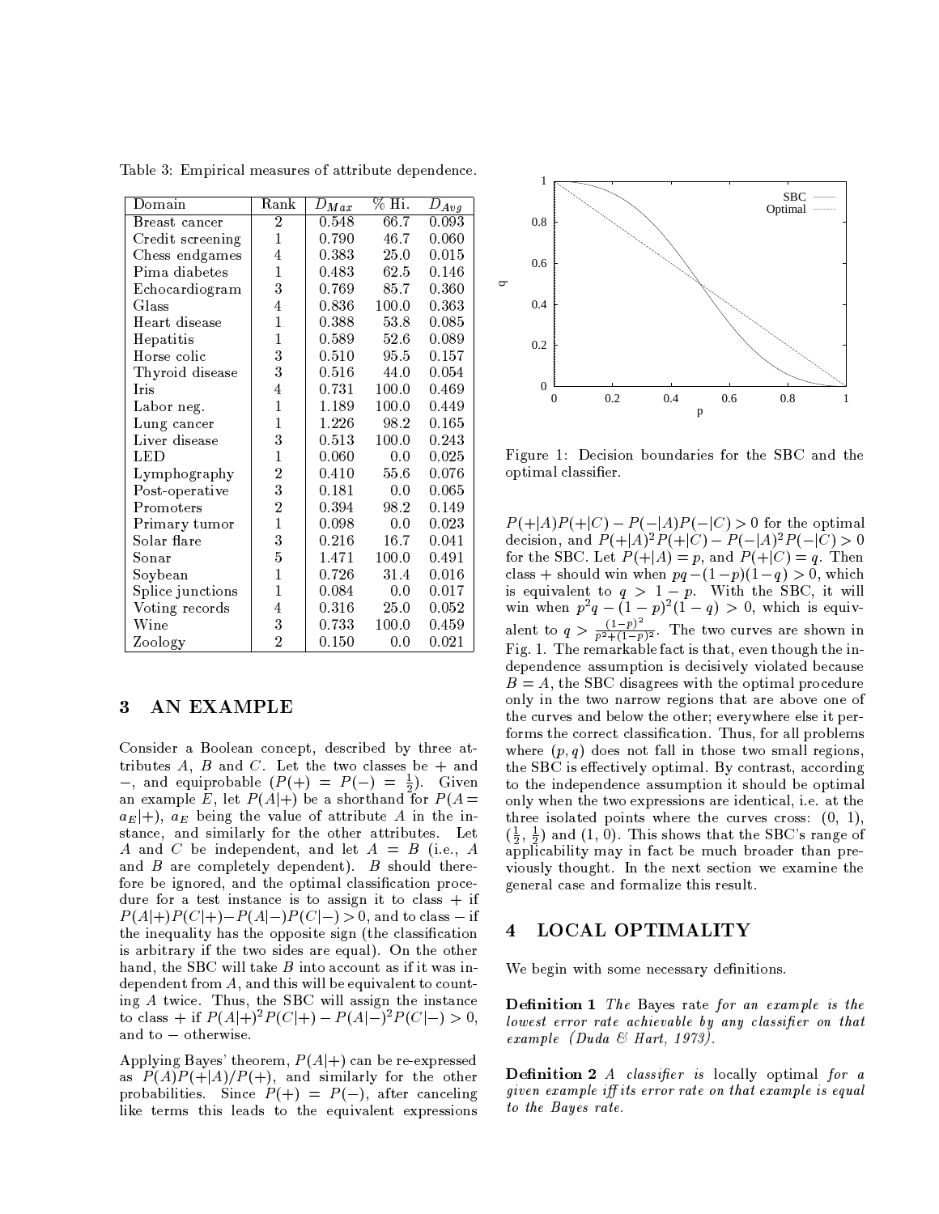Table 3: Empirical measures of attribute dependence.

| Domain | Rank | $D_{Max}$ | % Hi. | $D_{Avg}$ |
|---|---|---|---|---|
| Breast cancer | 2 | 0.548 | 66.7 | 0.093 |
| Credit screening | 1 | 0.790 | 46.7 | 0.060 |
| Chess endgames | 4 | 0.383 | 25.0 | 0.015 |
| Pima diabetes | 1 | 0.483 | 62.5 | 0.146 |
| Echocardiogram | 3 | 0.769 | 85.7 | 0.360 |
| Glass | 4 | 0.836 | 100.0 | 0.363 |
| Heart disease | 1 | 0.388 | 53.8 | 0.085 |
| Hepatitis | 1 | 0.589 | 52.6 | 0.089 |
| Horse colic | 3 | 0.510 | 95.5 | 0.157 |
| Thyroid disease | 3 | 0.516 | 44.0 | 0.054 |
| Iris | 4 | 0.731 | 100.0 | 0.469 |
| Labor neg. | 1 | 1.189 | 100.0 | 0.449 |
| Lung cancer | 1 | 1.226 | 98.2 | 0.165 |
| Liver disease | 3 | 0.513 | 100.0 | 0.243 |
| LED | 1 | 0.060 | 0.0 | 0.025 |
| Lymphography | 2 | 0.410 | 55.6 | 0.076 |
| Post-operative | 3 | 0.181 | 0.0 | 0.065 |
| Promoters | 2 | 0.394 | 98.2 | 0.149 |
| Primary tumor | 1 | 0.098 | 0.0 | 0.023 |
| Solar flare | 3 | 0.216 | 16.7 | 0.041 |
| Sonar | 5 | 1.471 | 100.0 | 0.491 |
| Soybean | 1 | 0.726 | 31.4 | 0.016 |
| Splice junctions | 1 | 0.084 | 0.0 | 0.017 |
| Voting records | 4 | 0.316 | 25.0 | 0.052 |
| Wine | 3 | 0.733 | 100.0 | 0.459 |
| Zoology | 2 | 0.150 | 0.0 | 0.021 |

## 3 AN EXAMPLE

Consider a Boolean concept, described by three attributes $A$, $B$ and $C$. Let the two classes be $+$ and $-$, and equiprobable ($P(+) = P(-) = \frac{1}{2}$). Given an example $E$, let $P(A|+)$ be a shorthand for $P(A = a_E|+)$, $a_E$ being the value of attribute $A$ in the instance, and similarly for the other attributes. Let $A$ and $C$ be independent, and let $A = B$ (i.e., $A$ and $B$ are completely dependent). $B$ should therefore be ignored, and the optimal classification procedure for a test instance is to assign it to class $+$ if $P(A|+)P(C|+) - P(A|-)P(C|-) > 0$, and to class $-$ if the inequality has the opposite sign (the classification is arbitrary if the two sides are equal). On the other hand, the SBC will take $B$ into account as if it was independent from $A$, and this will be equivalent to counting $A$ twice. Thus, the SBC will assign the instance to class $+$ if $P(A|+)^2P(C|+) - P(A|-)^2P(C|-) > 0$, and to $-$ otherwise.

Applying Bayes' theorem, $P(A|+)$ can be re-expressed as $P(A)P(+|A)/P(+)$, and similarly for the other probabilities. Since $P(+) = P(-)$, after canceling like terms this leads to the equivalent expressions $P(+|A)P(+|C) - P(-|A)P(-|C) > 0$ for the optimal decision, and $P(+|A)^2P(+|C) - P(-|A)^2P(-|C) > 0$ for the SBC. Let $P(+|A) = p$, and $P(+|C) = q$. Then class $+$ should win when $pq-(1-p)(1-q) > 0$, which is equivalent to $q > 1 - p$. With the SBC, it will win when $p^2q - (1 - p)^2(1 - q) > 0$, which is equivalent to $q > \frac{(1-p)^2}{p^2+(1-p)^2}$. The two curves are shown in Fig. 1. The remarkable fact is that, even though the independence assumption is decisively violated because $B = A$, the SBC disagrees with the optimal procedure only in the two narrow regions that are above one of the curves and below the other; everywhere else it performs the correct classification. Thus, for all problems where $(p, q)$ does not fall in those two small regions, the SBC is effectively optimal. By contrast, according to the independence assumption it should be optimal only when the two expressions are identical, i.e. at the three isolated points where the curves cross: (0, 1), ($\frac{1}{2}$, $\frac{1}{2}$) and (1, 0). This shows that the SBC's range of applicability may in fact be much broader than previously thought. In the next section we examine the general case and formalize this result.

Figure 1: Decision boundaries for the SBC and the optimal classifier.

## 4 LOCAL OPTIMALITY

We begin with some necessary definitions.

**Definition 1** *The* Bayes rate *for an example is the lowest error rate achievable by any classifier on that example (Duda & Hart, 1973).*

**Definition 2** *A classifier is* locally optimal *for a given example iff its error rate on that example is equal to the Bayes rate.*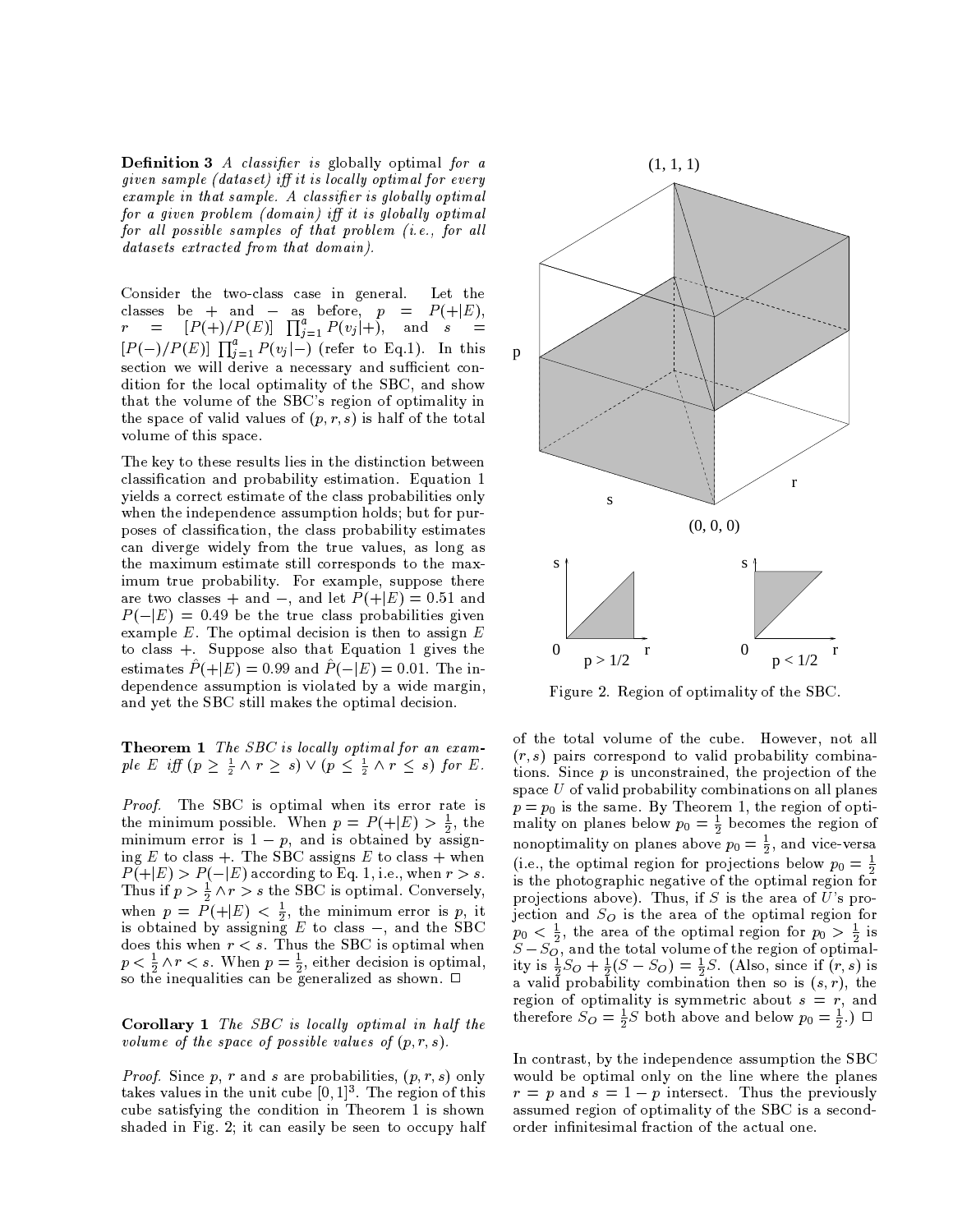**Definition 3** *A classifier is* globally optimal *for a given sample (dataset) iff it is locally optimal for every example in that sample. A classifier is globally optimal for a given problem (domain) iff it is globally optimal for all possible samples of that problem (i.e., for all datasets extracted from that domain).*

Consider the two-class case in general. Let the classes be $+$ and $-$ as before, $p = P(+|E)$, $r = [P(+)/P(E)] \prod_{j=1}^{a} P(v_j|+)$, and $s = [P(-)/P(E)] \prod_{j=1}^{a} P(v_j|-)$ (refer to Eq.1). In this section we will derive a necessary and sufficient condition for the local optimality of the SBC, and show that the volume of the SBC's region of optimality in the space of valid values of $(p, r, s)$ is half of the total volume of this space.

The key to these results lies in the distinction between classification and probability estimation. Equation 1 yields a correct estimate of the class probabilities only when the independence assumption holds; but for purposes of classification, the class probability estimates can diverge widely from the true values, as long as the maximum estimate still corresponds to the maximum true probability. For example, suppose there are two classes $+$ and $-$, and let $P(+|E) = 0.51$ and $P(-|E) = 0.49$ be the true class probabilities given example $E$. The optimal decision is then to assign $E$ to class $+$. Suppose also that Equation 1 gives the estimates $\hat{P}(+|E) = 0.99$ and $\hat{P}(-|E) = 0.01$. The independence assumption is violated by a wide margin, and yet the SBC still makes the optimal decision.

**Theorem 1** *The SBC is locally optimal for an example $E$ iff $(p \geq \frac{1}{2} \wedge r \geq s) \vee (p \leq \frac{1}{2} \wedge r \leq s)$ for $E$.*

*Proof.* The SBC is optimal when its error rate is the minimum possible. When $p = P(+|E) > \frac{1}{2}$, the minimum error is $1 - p$, and is obtained by assigning $E$ to class $+$. The SBC assigns $E$ to class $+$ when $P(+|E) > P(-|E)$ according to Eq. 1, i.e., when $r > s$. Thus if $p > \frac{1}{2} \wedge r > s$ the SBC is optimal. Conversely, when $p = P(+|E) < \frac{1}{2}$, the minimum error is $p$, it is obtained by assigning $E$ to class $-$, and the SBC does this when $r < s$. Thus the SBC is optimal when $p < \frac{1}{2} \wedge r < s$. When $p = \frac{1}{2}$, either decision is optimal, so the inequalities can be generalized as shown. □

**Corollary 1** *The SBC is locally optimal in half the volume of the space of possible values of $(p, r, s)$.*

*Proof.* Since $p$, $r$ and $s$ are probabilities, $(p, r, s)$ only takes values in the unit cube $[0, 1]^3$. The region of this cube satisfying the condition in Theorem 1 is shown shaded in Fig. 2; it can easily be seen to occupy half of the total volume of the cube. However, not all $(r, s)$ pairs correspond to valid probability combinations. Since $p$ is unconstrained, the projection of the space $U$ of valid probability combinations on all planes $p = p_0$ is the same. By Theorem 1, the region of optimality on planes below $p_0 = \frac{1}{2}$ becomes the region of nonoptimality on planes above $p_0 = \frac{1}{2}$, and vice-versa (i.e., the optimal region for projections below $p_0 = \frac{1}{2}$ is the photographic negative of the optimal region for projections above). Thus, if $S$ is the area of $U$'s projection and $S_O$ is the area of the optimal region for $p_0 < \frac{1}{2}$, the area of the optimal region for $p_0 > \frac{1}{2}$ is $S - S_O$, and the total volume of the region of optimality is $\frac{1}{2}S_O + \frac{1}{2}(S - S_O) = \frac{1}{2}S$. (Also, since if $(r, s)$ is a valid probability combination then so is $(s, r)$, the region of optimality is symmetric about $s = r$, and therefore $S_O = \frac{1}{2}S$ both above and below $p_0 = \frac{1}{2}$.) □

Figure 2. Region of optimality of the SBC.

In contrast, by the independence assumption the SBC would be optimal only on the line where the planes $r = p$ and $s = 1 - p$ intersect. Thus the previously assumed region of optimality of the SBC is a second-order infinitesimal fraction of the actual one.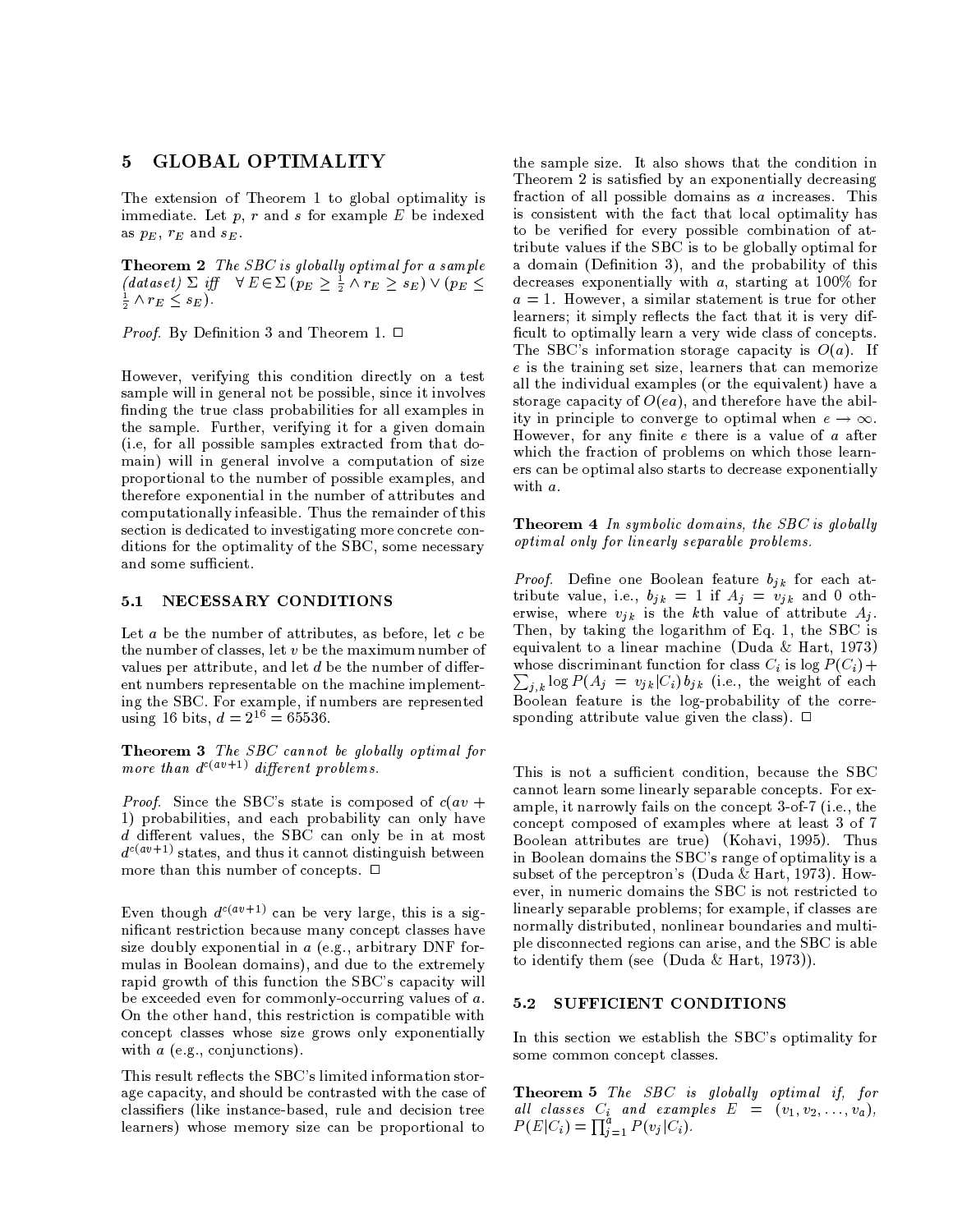## 5 GLOBAL OPTIMALITY

The extension of Theorem 1 to global optimality is immediate. Let $p$, $r$ and $s$ for example $E$ be indexed as $p_E$, $r_E$ and $s_E$.

**Theorem 2** *The SBC is globally optimal for a sample (dataset) $\Sigma$ iff* $\forall E \in \Sigma \, (p_E \geq \frac{1}{2} \wedge r_E \geq s_E) \vee (p_E \leq \frac{1}{2} \wedge r_E \leq s_E)$.

*Proof.* By Definition 3 and Theorem 1. □

However, verifying this condition directly on a test sample will in general not be possible, since it involves finding the true class probabilities for all examples in the sample. Further, verifying it for a given domain (i.e, for all possible samples extracted from that domain) will in general involve a computation of size proportional to the number of possible examples, and therefore exponential in the number of attributes and computationally infeasible. Thus the remainder of this section is dedicated to investigating more concrete conditions for the optimality of the SBC, some necessary and some sufficient.

### 5.1 NECESSARY CONDITIONS

Let $a$ be the number of attributes, as before, let $c$ be the number of classes, let $v$ be the maximum number of values per attribute, and let $d$ be the number of different numbers representable on the machine implementing the SBC. For example, if numbers are represented using 16 bits, $d = 2^{16} = 65536$.

**Theorem 3** *The SBC cannot be globally optimal for more than $d^{c(av+1)}$ different problems.*

*Proof.* Since the SBC's state is composed of $c(av+1)$ probabilities, and each probability can only have $d$ different values, the SBC can only be in at most $d^{c(av+1)}$ states, and thus it cannot distinguish between more than this number of concepts. □

Even though $d^{c(av+1)}$ can be very large, this is a significant restriction because many concept classes have size doubly exponential in $a$ (e.g., arbitrary DNF formulas in Boolean domains), and due to the extremely rapid growth of this function the SBC's capacity will be exceeded even for commonly-occurring values of $a$. On the other hand, this restriction is compatible with concept classes whose size grows only exponentially with $a$ (e.g., conjunctions).

This result reflects the SBC's limited information storage capacity, and should be contrasted with the case of classifiers (like instance-based, rule and decision tree learners) whose memory size can be proportional to the sample size. It also shows that the condition in Theorem 2 is satisfied by an exponentially decreasing fraction of all possible domains as $a$ increases. This is consistent with the fact that local optimality has to be verified for every possible combination of attribute values if the SBC is to be globally optimal for a domain (Definition 3), and the probability of this decreases exponentially with $a$, starting at 100% for $a = 1$. However, a similar statement is true for other learners; it simply reflects the fact that it is very difficult to optimally learn a very wide class of concepts. The SBC's information storage capacity is $O(a)$. If $e$ is the training set size, learners that can memorize all the individual examples (or the equivalent) have a storage capacity of $O(ea)$, and therefore have the ability in principle to converge to optimal when $e \to \infty$. However, for any finite $e$ there is a value of $a$ after which the fraction of problems on which those learners can be optimal also starts to decrease exponentially with $a$.

**Theorem 4** *In symbolic domains, the SBC is globally optimal only for linearly separable problems.*

*Proof.* Define one Boolean feature $b_{jk}$ for each attribute value, i.e., $b_{jk} = 1$ if $A_j = v_{jk}$ and 0 otherwise, where $v_{jk}$ is the $k$th value of attribute $A_j$. Then, by taking the logarithm of Eq. 1, the SBC is equivalent to a linear machine (Duda & Hart, 1973) whose discriminant function for class $C_i$ is $\log P(C_i) + \sum_{j,k} \log P(A_j = v_{jk}|C_i)\, b_{jk}$ (i.e., the weight of each Boolean feature is the log-probability of the corresponding attribute value given the class). □

This is not a sufficient condition, because the SBC cannot learn some linearly separable concepts. For example, it narrowly fails on the concept 3-of-7 (i.e., the concept composed of examples where at least 3 of 7 Boolean attributes are true) (Kohavi, 1995). Thus in Boolean domains the SBC's range of optimality is a subset of the perceptron's (Duda & Hart, 1973). However, in numeric domains the SBC is not restricted to linearly separable problems; for example, if classes are normally distributed, nonlinear boundaries and multiple disconnected regions can arise, and the SBC is able to identify them (see (Duda & Hart, 1973)).

### 5.2 SUFFICIENT CONDITIONS

In this section we establish the SBC's optimality for some common concept classes.

**Theorem 5** *The SBC is globally optimal if, for all classes $C_i$ and examples $E = (v_1, v_2, \ldots, v_a)$, $P(E|C_i) = \prod_{j=1}^{a} P(v_j|C_i)$.*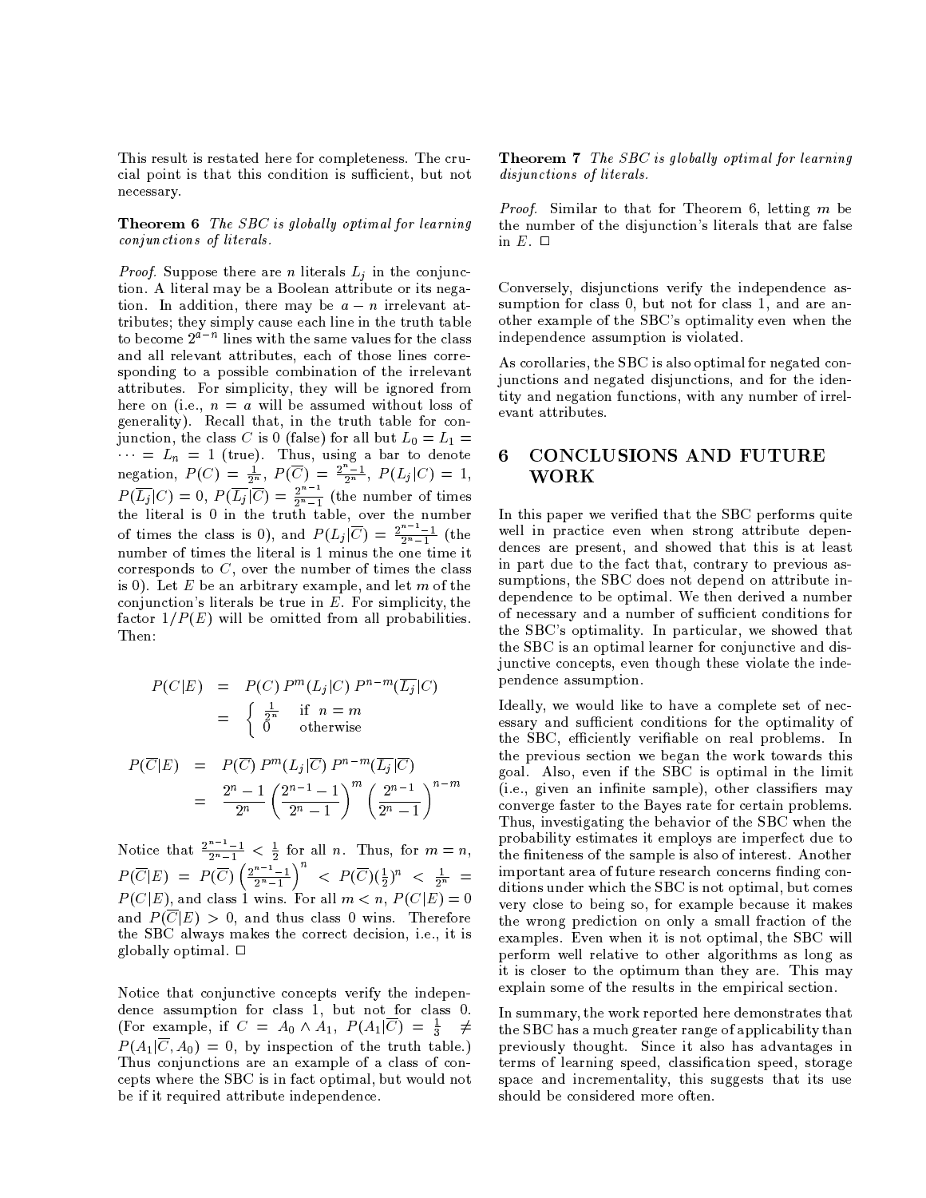This result is restated here for completeness. The crucial point is that this condition is sufficient, but not necessary.

**Theorem 6** *The SBC is globally optimal for learning conjunctions of literals.*

*Proof.* Suppose there are $n$ literals $L_j$ in the conjunction. A literal may be a Boolean attribute or its negation. In addition, there may be $a - n$ irrelevant attributes; they simply cause each line in the truth table to become $2^{a-n}$ lines with the same values for the class and all relevant attributes, each of those lines corresponding to a possible combination of the irrelevant attributes. For simplicity, they will be ignored from here on (i.e., $n = a$ will be assumed without loss of generality). Recall that, in the truth table for conjunction, the class $C$ is 0 (false) for all but $L_0 = L_1 = \cdots = L_n = 1$ (true). Thus, using a bar to denote negation, $P(C) = \frac{1}{2^n}$, $P(\overline{C}) = \frac{2^n-1}{2^n}$, $P(L_j|C) = 1$, $P(\overline{L_j}|C) = 0$, $P(\overline{L_j}|\overline{C}) = \frac{2^{n-1}}{2^n-1}$ (the number of times the literal is 0 in the truth table, over the number of times the class is 0), and $P(L_j|\overline{C}) = \frac{2^{n-1}-1}{2^n-1}$ (the number of times the literal is 1 minus the one time it corresponds to $C$, over the number of times the class is 0). Let $E$ be an arbitrary example, and let $m$ of the conjunction's literals be true in $E$. For simplicity, the factor $1/P(E)$ will be omitted from all probabilities. Then:

$$P(C|E) = P(C)\, P^m(L_j|C)\, P^{n-m}(\overline{L_j}|C) = \begin{cases} \frac{1}{2^n} & \text{if } n = m \\ 0 & \text{otherwise} \end{cases}$$

$$P(\overline{C}|E) = P(\overline{C})\, P^m(L_j|\overline{C})\, P^{n-m}(\overline{L_j}|\overline{C}) = \frac{2^n-1}{2^n}\left(\frac{2^{n-1}-1}{2^n-1}\right)^m \left(\frac{2^{n-1}}{2^n-1}\right)^{n-m}$$

Notice that $\frac{2^{n-1}-1}{2^n-1} < \frac{1}{2}$ for all $n$. Thus, for $m = n$, $P(\overline{C}|E) = P(\overline{C})\left(\frac{2^{n-1}-1}{2^n-1}\right)^n < P(\overline{C})(\frac{1}{2})^n < \frac{1}{2^n} = P(C|E)$, and class 1 wins. For all $m < n$, $P(C|E) = 0$ and $P(\overline{C}|E) > 0$, and thus class 0 wins. Therefore the SBC always makes the correct decision, i.e., it is globally optimal. □

Notice that conjunctive concepts verify the independence assumption for class 1, but not for class 0. (For example, if $C = A_0 \wedge A_1$, $P(A_1|\overline{C}) = \frac{1}{3} \neq P(A_1|\overline{C}, A_0) = 0$, by inspection of the truth table.) Thus conjunctions are an example of a class of concepts where the SBC is in fact optimal, but would not be if it required attribute independence.

**Theorem 7** *The SBC is globally optimal for learning disjunctions of literals.*

*Proof.* Similar to that for Theorem 6, letting $m$ be the number of the disjunction's literals that are false in $E$. □

Conversely, disjunctions verify the independence assumption for class 0, but not for class 1, and are another example of the SBC's optimality even when the independence assumption is violated.

As corollaries, the SBC is also optimal for negated conjunctions and negated disjunctions, and for the identity and negation functions, with any number of irrelevant attributes.

## 6 CONCLUSIONS AND FUTURE WORK

In this paper we verified that the SBC performs quite well in practice even when strong attribute dependences are present, and showed that this is at least in part due to the fact that, contrary to previous assumptions, the SBC does not depend on attribute independence to be optimal. We then derived a number of necessary and a number of sufficient conditions for the SBC's optimality. In particular, we showed that the SBC is an optimal learner for conjunctive and disjunctive concepts, even though these violate the independence assumption.

Ideally, we would like to have a complete set of necessary and sufficient conditions for the optimality of the SBC, efficiently verifiable on real problems. In the previous section we began the work towards this goal. Also, even if the SBC is optimal in the limit (i.e., given an infinite sample), other classifiers may converge faster to the Bayes rate for certain problems. Thus, investigating the behavior of the SBC when the probability estimates it employs are imperfect due to the finiteness of the sample is also of interest. Another important area of future research concerns finding conditions under which the SBC is not optimal, but comes very close to being so, for example because it makes the wrong prediction on only a small fraction of the examples. Even when it is not optimal, the SBC will perform well relative to other algorithms as long as it is closer to the optimum than they are. This may explain some of the results in the empirical section.

In summary, the work reported here demonstrates that the SBC has a much greater range of applicability than previously thought. Since it also has advantages in terms of learning speed, classification speed, storage space and incrementality, this suggests that its use should be considered more often.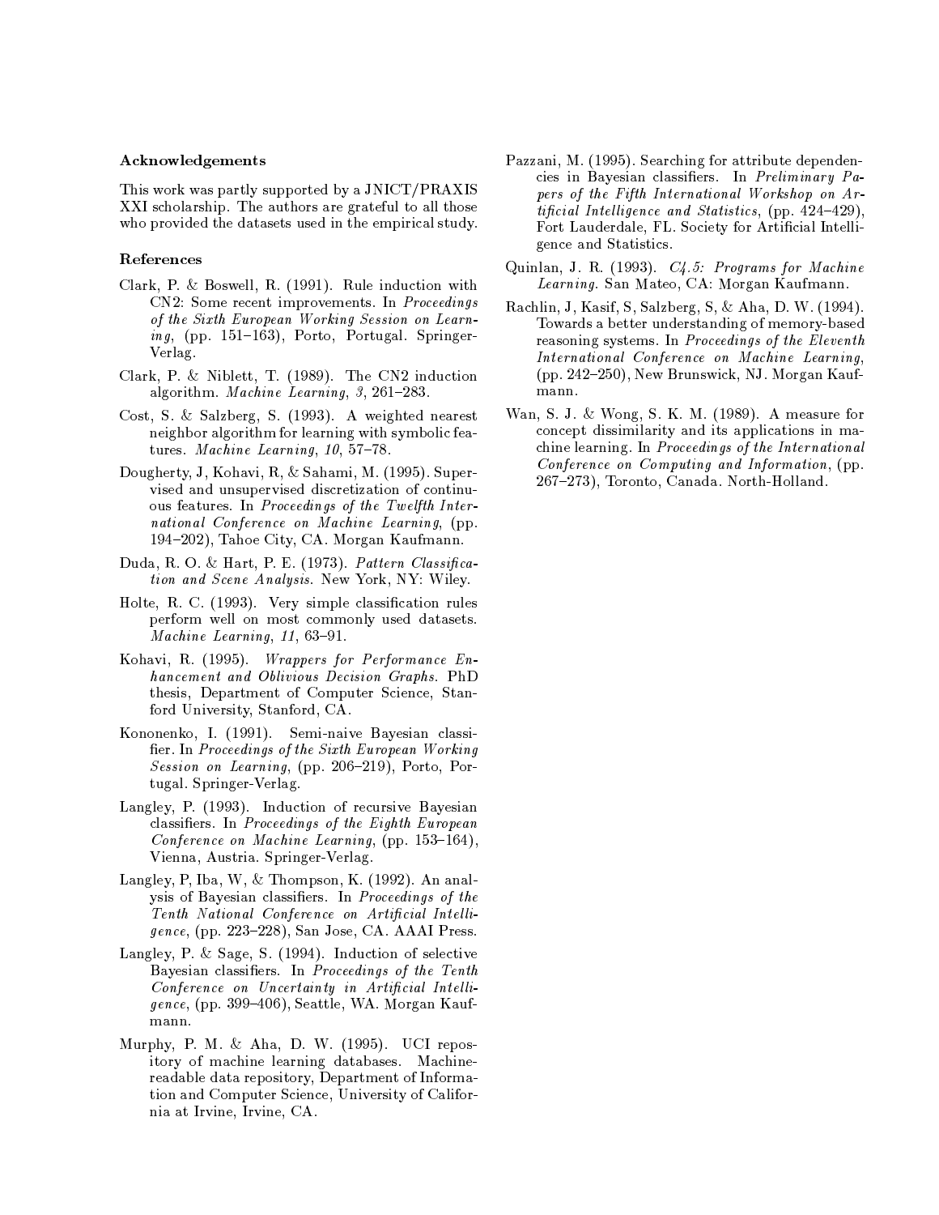### Acknowledgements

This work was partly supported by a JNICT/PRAXIS XXI scholarship. The authors are grateful to all those who provided the datasets used in the empirical study.

### References

Clark, P. & Boswell, R. (1991). Rule induction with CN2: Some recent improvements. In *Proceedings of the Sixth European Working Session on Learning*, (pp. 151–163), Porto, Portugal. Springer-Verlag.

Clark, P. & Niblett, T. (1989). The CN2 induction algorithm. *Machine Learning*, *3*, 261–283.

Cost, S. & Salzberg, S. (1993). A weighted nearest neighbor algorithm for learning with symbolic features. *Machine Learning*, *10*, 57–78.

Dougherty, J, Kohavi, R, & Sahami, M. (1995). Supervised and unsupervised discretization of continuous features. In *Proceedings of the Twelfth International Conference on Machine Learning*, (pp. 194–202), Tahoe City, CA. Morgan Kaufmann.

Duda, R. O. & Hart, P. E. (1973). *Pattern Classification and Scene Analysis*. New York, NY: Wiley.

Holte, R. C. (1993). Very simple classification rules perform well on most commonly used datasets. *Machine Learning*, *11*, 63–91.

Kohavi, R. (1995). *Wrappers for Performance Enhancement and Oblivious Decision Graphs*. PhD thesis, Department of Computer Science, Stanford University, Stanford, CA.

Kononenko, I. (1991). Semi-naive Bayesian classifier. In *Proceedings of the Sixth European Working Session on Learning*, (pp. 206–219), Porto, Portugal. Springer-Verlag.

Langley, P. (1993). Induction of recursive Bayesian classifiers. In *Proceedings of the Eighth European Conference on Machine Learning*, (pp. 153–164), Vienna, Austria. Springer-Verlag.

Langley, P, Iba, W, & Thompson, K. (1992). An analysis of Bayesian classifiers. In *Proceedings of the Tenth National Conference on Artificial Intelligence*, (pp. 223–228), San Jose, CA. AAAI Press.

Langley, P. & Sage, S. (1994). Induction of selective Bayesian classifiers. In *Proceedings of the Tenth Conference on Uncertainty in Artificial Intelligence*, (pp. 399–406), Seattle, WA. Morgan Kaufmann.

Murphy, P. M. & Aha, D. W. (1995). UCI repository of machine learning databases. Machine-readable data repository, Department of Information and Computer Science, University of California at Irvine, Irvine, CA.

Pazzani, M. (1995). Searching for attribute dependencies in Bayesian classifiers. In *Preliminary Papers of the Fifth International Workshop on Artificial Intelligence and Statistics*, (pp. 424–429), Fort Lauderdale, FL. Society for Artificial Intelligence and Statistics.

Quinlan, J. R. (1993). *C4.5: Programs for Machine Learning*. San Mateo, CA: Morgan Kaufmann.

Rachlin, J, Kasif, S, Salzberg, S, & Aha, D. W. (1994). Towards a better understanding of memory-based reasoning systems. In *Proceedings of the Eleventh International Conference on Machine Learning*, (pp. 242–250), New Brunswick, NJ. Morgan Kaufmann.

Wan, S. J. & Wong, S. K. M. (1989). A measure for concept dissimilarity and its applications in machine learning. In *Proceedings of the International Conference on Computing and Information*, (pp. 267–273), Toronto, Canada. North-Holland.